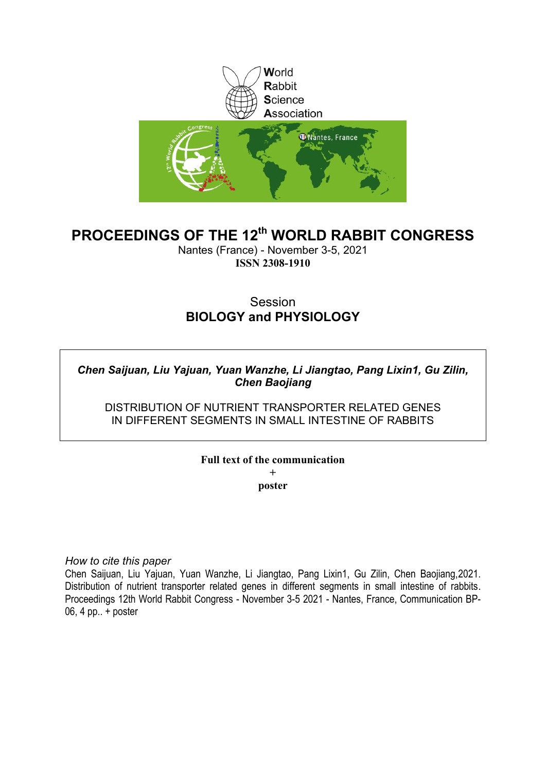World
Rabbit
Science
Association

# PROCEEDINGS OF THE 12th WORLD RABBIT CONGRESS

Nantes (France) - November 3-5, 2021

**ISSN 2308-1910**

## Session
## BIOLOGY and PHYSIOLOGY

***Chen Saijuan, Liu Yajuan, Yuan Wanzhe, Li Jiangtao, Pang Lixin1, Gu Zilin, Chen Baojiang***

DISTRIBUTION OF NUTRIENT TRANSPORTER RELATED GENES IN DIFFERENT SEGMENTS IN SMALL INTESTINE OF RABBITS

**Full text of the communication**
**+**
**poster**

*How to cite this paper*

Chen Saijuan, Liu Yajuan, Yuan Wanzhe, Li Jiangtao, Pang Lixin1, Gu Zilin, Chen Baojiang,2021. Distribution of nutrient transporter related genes in different segments in small intestine of rabbits. Proceedings 12th World Rabbit Congress - November 3-5 2021 - Nantes, France, Communication BP-06, 4 pp.. + poster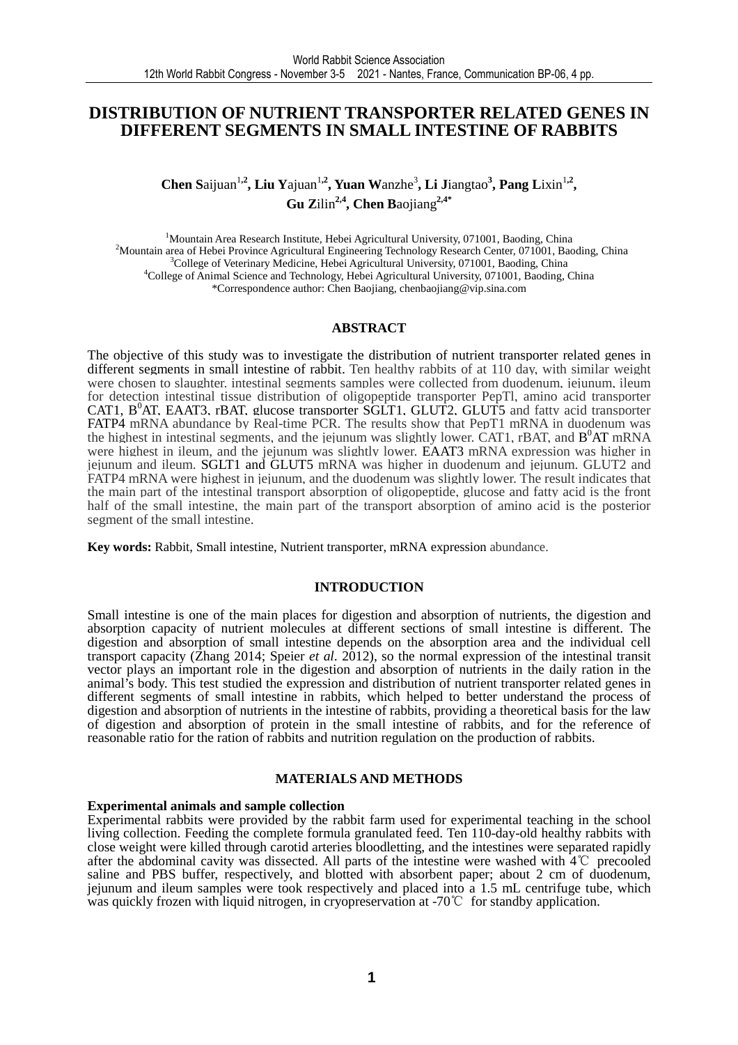# DISTRIBUTION OF NUTRIENT TRANSPORTER RELATED GENES IN DIFFERENT SEGMENTS IN SMALL INTESTINE OF RABBITS

**Chen S**aijuan[1,2], **Liu Y**ajuan[1,2], **Yuan W**anzhe[3], **Li J**iangtao[3], **Pang L**ixin[1,2], **Gu Z**ilin[2,4], **Chen B**aojiang[2,4*]

[1]Mountain Area Research Institute, Hebei Agricultural University, 071001, Baoding, China
[2]Mountain area of Hebei Province Agricultural Engineering Technology Research Center, 071001, Baoding, China
[3]College of Veterinary Medicine, Hebei Agricultural University, 071001, Baoding, China
[4]College of Animal Science and Technology, Hebei Agricultural University, 071001, Baoding, China
*Correspondence author: Chen Baojiang, chenbaojiang@vip.sina.com

## ABSTRACT

The objective of this study was to investigate the distribution of nutrient transporter related genes in different segments in small intestine of rabbit. Ten healthy rabbits of at 110 day, with similar weight were chosen to slaughter. intestinal segments samples were collected from duodenum, jejunum, ileum for detection intestinal tissue distribution of oligopeptide transporter PepTl, amino acid transporter CAT1, $B^0$AT, EAAT3, rBAT, glucose transporter SGLT1, GLUT2, GLUT5 and fatty acid transporter FATP4 mRNA abundance by Real-time PCR. The results show that PepT1 mRNA in duodenum was the highest in intestinal segments, and the jejunum was slightly lower. CAT1, rBAT, and $B^0$AT mRNA were highest in ileum, and the jejunum was slightly lower. EAAT3 mRNA expression was higher in jejunum and ileum. SGLT1 and GLUT5 mRNA was higher in duodenum and jejunum. GLUT2 and FATP4 mRNA were highest in jejunum, and the duodenum was slightly lower. The result indicates that the main part of the intestinal transport absorption of oligopeptide, glucose and fatty acid is the front half of the small intestine, the main part of the transport absorption of amino acid is the posterior segment of the small intestine.

**Key words:** Rabbit, Small intestine, Nutrient transporter, mRNA expression abundance.

## INTRODUCTION

Small intestine is one of the main places for digestion and absorption of nutrients, the digestion and absorption capacity of nutrient molecules at different sections of small intestine is different. The digestion and absorption of small intestine depends on the absorption area and the individual cell transport capacity (Zhang 2014; Speier *et al*. 2012), so the normal expression of the intestinal transit vector plays an important role in the digestion and absorption of nutrients in the daily ration in the animal's body. This test studied the expression and distribution of nutrient transporter related genes in different segments of small intestine in rabbits, which helped to better understand the process of digestion and absorption of nutrients in the intestine of rabbits, providing a theoretical basis for the law of digestion and absorption of protein in the small intestine of rabbits, and for the reference of reasonable ratio for the ration of rabbits and nutrition regulation on the production of rabbits.

## MATERIALS AND METHODS

### Experimental animals and sample collection

Experimental rabbits were provided by the rabbit farm used for experimental teaching in the school living collection. Feeding the complete formula granulated feed. Ten 110-day-old healthy rabbits with close weight were killed through carotid arteries bloodletting, and the intestines were separated rapidly after the abdominal cavity was dissected. All parts of the intestine were washed with 4℃ precooled saline and PBS buffer, respectively, and blotted with absorbent paper; about 2 cm of duodenum, jejunum and ileum samples were took respectively and placed into a 1.5 mL centrifuge tube, which was quickly frozen with liquid nitrogen, in cryopreservation at -70℃ for standby application.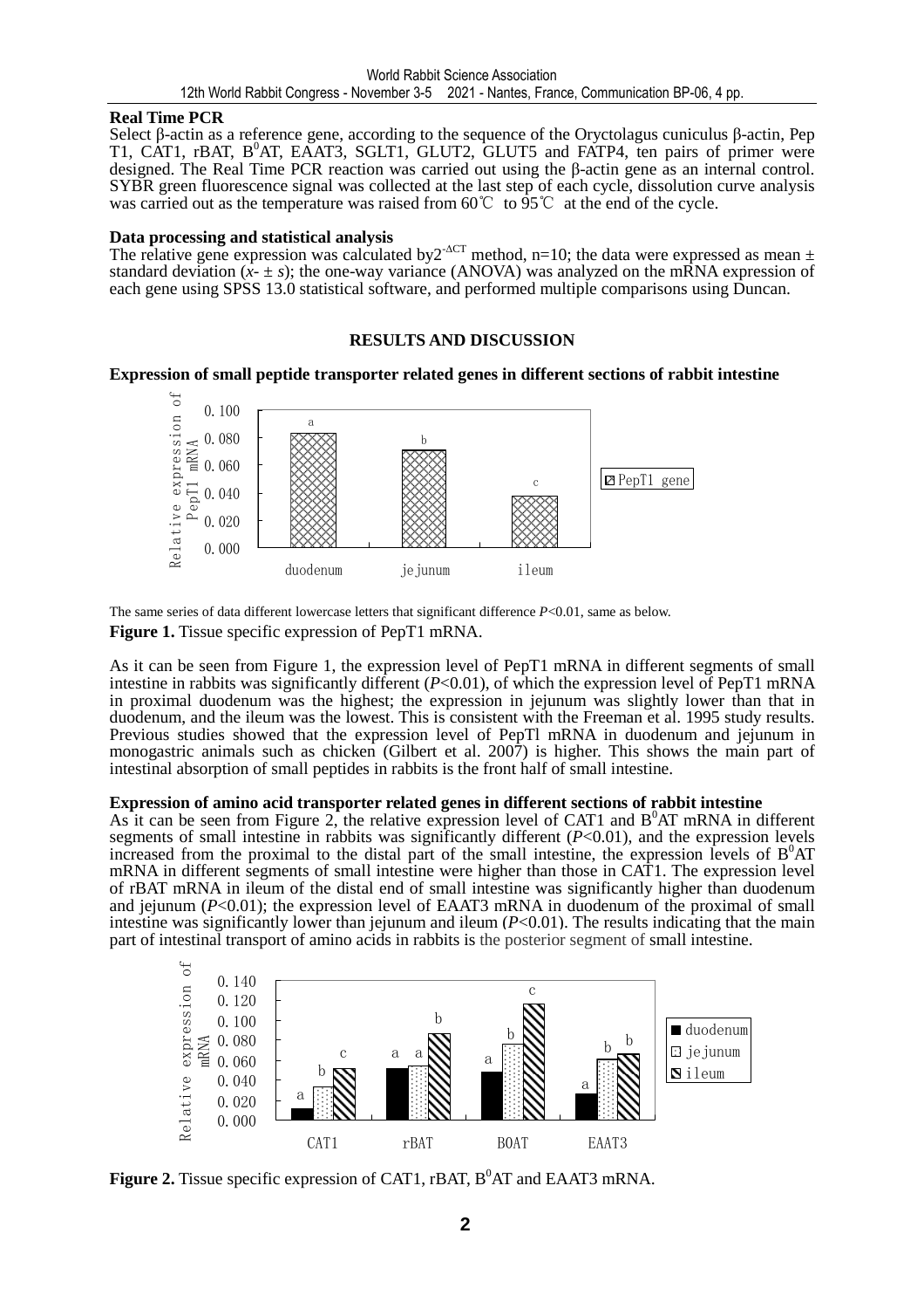**Real Time PCR**

Select β-actin as a reference gene, according to the sequence of the Oryctolagus cuniculus β-actin, Pep T1, CAT1, rBAT, $B^0AT$, EAAT3, SGLT1, GLUT2, GLUT5 and FATP4, ten pairs of primer were designed. The Real Time PCR reaction was carried out using the β-actin gene as an internal control. SYBR green fluorescence signal was collected at the last step of each cycle, dissolution curve analysis was carried out as the temperature was raised from 60℃ to 95℃ at the end of the cycle.

**Data processing and statistical analysis**

The relative gene expression was calculated by$2^{-\Delta CT}$ method, n=10; the data were expressed as mean ± standard deviation ($\bar{x} \pm s$); the one-way variance (ANOVA) was analyzed on the mRNA expression of each gene using SPSS 13.0 statistical software, and performed multiple comparisons using Duncan.

## RESULTS AND DISCUSSION

**Expression of small peptide transporter related genes in different sections of rabbit intestine**

The same series of data different lowercase letters that significant difference $P<0.01$, same as below.

**Figure 1.** Tissue specific expression of PepT1 mRNA.

As it can be seen from Figure 1, the expression level of PepT1 mRNA in different segments of small intestine in rabbits was significantly different ($P<0.01$), of which the expression level of PepT1 mRNA in proximal duodenum was the highest; the expression in jejunum was slightly lower than that in duodenum, and the ileum was the lowest. This is consistent with the Freeman et al. 1995 study results. Previous studies showed that the expression level of PepTl mRNA in duodenum and jejunum in monogastric animals such as chicken (Gilbert et al. 2007) is higher. This shows the main part of intestinal absorption of small peptides in rabbits is the front half of small intestine.

**Expression of amino acid transporter related genes in different sections of rabbit intestine**

As it can be seen from Figure 2, the relative expression level of CAT1 and $B^0AT$ mRNA in different segments of small intestine in rabbits was significantly different ($P<0.01$), and the expression levels increased from the proximal to the distal part of the small intestine, the expression levels of $B^0AT$ mRNA in different segments of small intestine were higher than those in CAT1. The expression level of rBAT mRNA in ileum of the distal end of small intestine was significantly higher than duodenum and jejunum ($P<0.01$); the expression level of EAAT3 mRNA in duodenum of the proximal of small intestine was significantly lower than jejunum and ileum ($P<0.01$). The results indicating that the main part of intestinal transport of amino acids in rabbits is the posterior segment of small intestine.

**Figure 2.** Tissue specific expression of CAT1, rBAT, $B^0AT$ and EAAT3 mRNA.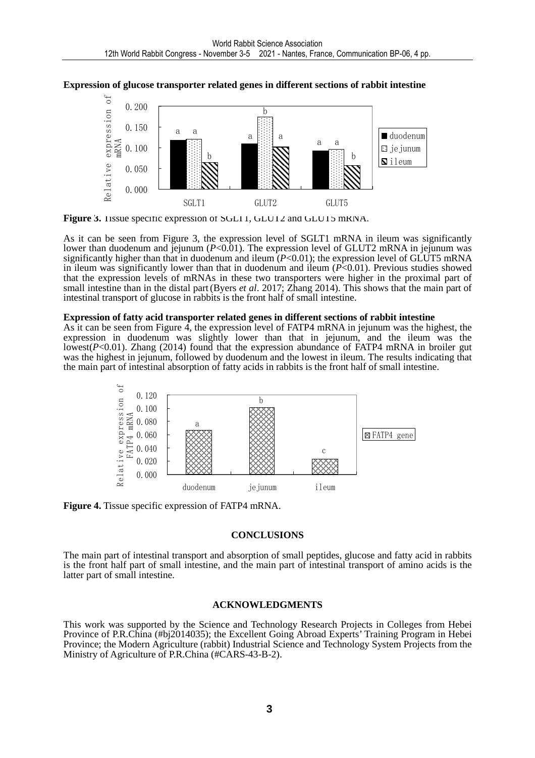**Expression of glucose transporter related genes in different sections of rabbit intestine**

**Figure 3.** Tissue specific expression of SGLT1, GLUT2 and GLUT5 mRNA.

As it can be seen from Figure 3, the expression level of SGLT1 mRNA in ileum was significantly lower than duodenum and jejunum ($P$<0.01). The expression level of GLUT2 mRNA in jejunum was significantly higher than that in duodenum and ileum ($P$<0.01); the expression level of GLUT5 mRNA in ileum was significantly lower than that in duodenum and ileum ($P$<0.01). Previous studies showed that the expression levels of mRNAs in these two transporters were higher in the proximal part of small intestine than in the distal part (Byers *et al*. 2017; Zhang 2014). This shows that the main part of intestinal transport of glucose in rabbits is the front half of small intestine.

**Expression of fatty acid transporter related genes in different sections of rabbit intestine**

As it can be seen from Figure 4, the expression level of FATP4 mRNA in jejunum was the highest, the expression in duodenum was slightly lower than that in jejunum, and the ileum was the lowest($P$<0.01). Zhang (2014) found that the expression abundance of FATP4 mRNA in broiler gut was the highest in jejunum, followed by duodenum and the lowest in ileum. The results indicating that the main part of intestinal absorption of fatty acids in rabbits is the front half of small intestine.

**Figure 4.** Tissue specific expression of FATP4 mRNA.

## CONCLUSIONS

The main part of intestinal transport and absorption of small peptides, glucose and fatty acid in rabbits is the front half part of small intestine, and the main part of intestinal transport of amino acids is the latter part of small intestine.

## ACKNOWLEDGMENTS

This work was supported by the Science and Technology Research Projects in Colleges from Hebei Province of P.R.China (#bj2014035); the Excellent Going Abroad Experts' Training Program in Hebei Province; the Modern Agriculture (rabbit) Industrial Science and Technology System Projects from the Ministry of Agriculture of P.R.China (#CARS-43-B-2).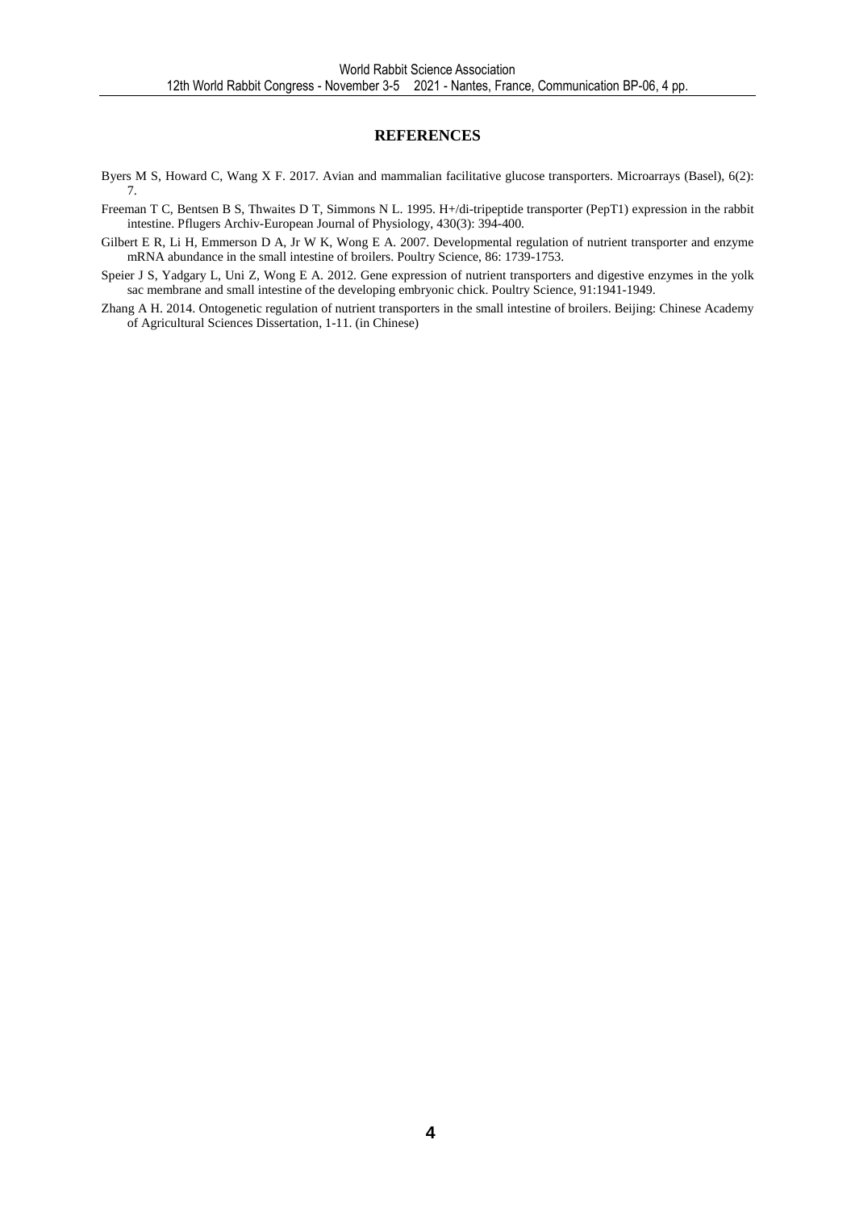## REFERENCES

Byers M S, Howard C, Wang X F. 2017. Avian and mammalian facilitative glucose transporters. Microarrays (Basel), 6(2): 7.

Freeman T C, Bentsen B S, Thwaites D T, Simmons N L. 1995. H+/di-tripeptide transporter (PepT1) expression in the rabbit intestine. Pflugers Archiv-European Journal of Physiology, 430(3): 394-400.

Gilbert E R, Li H, Emmerson D A, Jr W K, Wong E A. 2007. Developmental regulation of nutrient transporter and enzyme mRNA abundance in the small intestine of broilers. Poultry Science, 86: 1739-1753.

Speier J S, Yadgary L, Uni Z, Wong E A. 2012. Gene expression of nutrient transporters and digestive enzymes in the yolk sac membrane and small intestine of the developing embryonic chick. Poultry Science, 91:1941-1949.

Zhang A H. 2014. Ontogenetic regulation of nutrient transporters in the small intestine of broilers. Beijing: Chinese Academy of Agricultural Sciences Dissertation, 1-11. (in Chinese)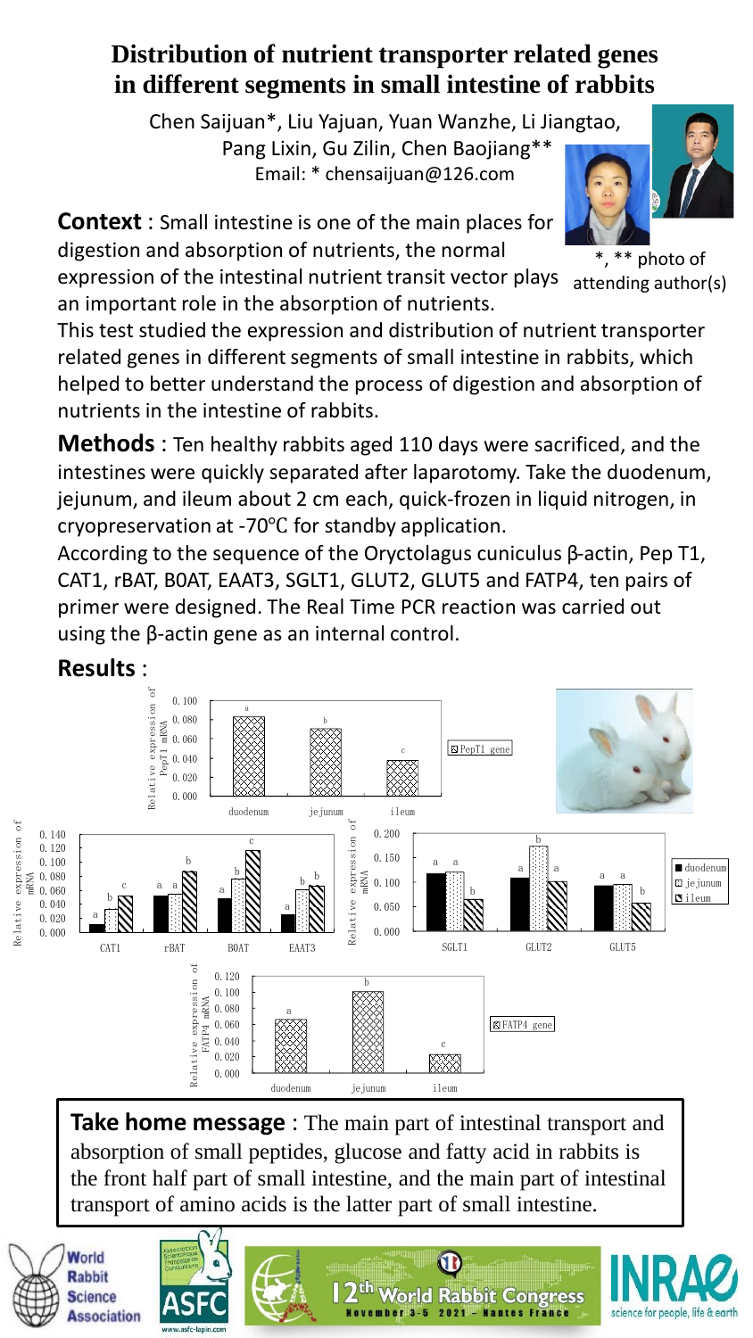# Distribution of nutrient transporter related genes in different segments in small intestine of rabbits

Chen Saijuan*, Liu Yajuan, Yuan Wanzhe, Li Jiangtao, Pang Lixin, Gu Zilin, Chen Baojiang**

Email: * chensaijuan@126.com

*, ** photo of attending author(s)

**Context** : Small intestine is one of the main places for digestion and absorption of nutrients, the normal expression of the intestinal nutrient transit vector plays an important role in the absorption of nutrients.

This test studied the expression and distribution of nutrient transporter related genes in different segments of small intestine in rabbits, which helped to better understand the process of digestion and absorption of nutrients in the intestine of rabbits.

**Methods** : Ten healthy rabbits aged 110 days were sacrificed, and the intestines were quickly separated after laparotomy. Take the duodenum, jejunum, and ileum about 2 cm each, quick-frozen in liquid nitrogen, in cryopreservation at -70℃ for standby application.

According to the sequence of the Oryctolagus cuniculus β-actin, Pep T1, CAT1, rBAT, B0AT, EAAT3, SGLT1, GLUT2, GLUT5 and FATP4, ten pairs of primer were designed. The Real Time PCR reaction was carried out using the β-actin gene as an internal control.

**Results** :

Relative expression of PepT1 mRNA
0.100
0.080
0.060
0.040
0.020
0.000
duodenum jejunum ileum
a b c
PepT1 gene

Relative expression of mRNA
0.140
0.120
0.100
0.080
0.060
0.040
0.020
0.000
CAT1 rBAT B0AT EAAT3
a b c a a b a b c a b b

Relative expression of mRNA
0.200
0.150
0.100
0.050
0.000
SGLT1 GLUT2 GLUT5
a a b a b a a a b
duodenum
jejunum
ileum

Relative expression of FATP4 mRNA
0.120
0.100
0.080
0.060
0.040
0.020
0.000
duodenum jejunum ileum
a b c
FATP4 gene

**Take home message** : The main part of intestinal transport and absorption of small peptides, glucose and fatty acid in rabbits is the front half part of small intestine, and the main part of intestinal transport of amino acids is the latter part of small intestine.

World Rabbit Science Association

ASFC www.asfc-lapin.com

12th World Rabbit Congress November 3-5 2021 – Nantes France

INRAE science for people, life & earth